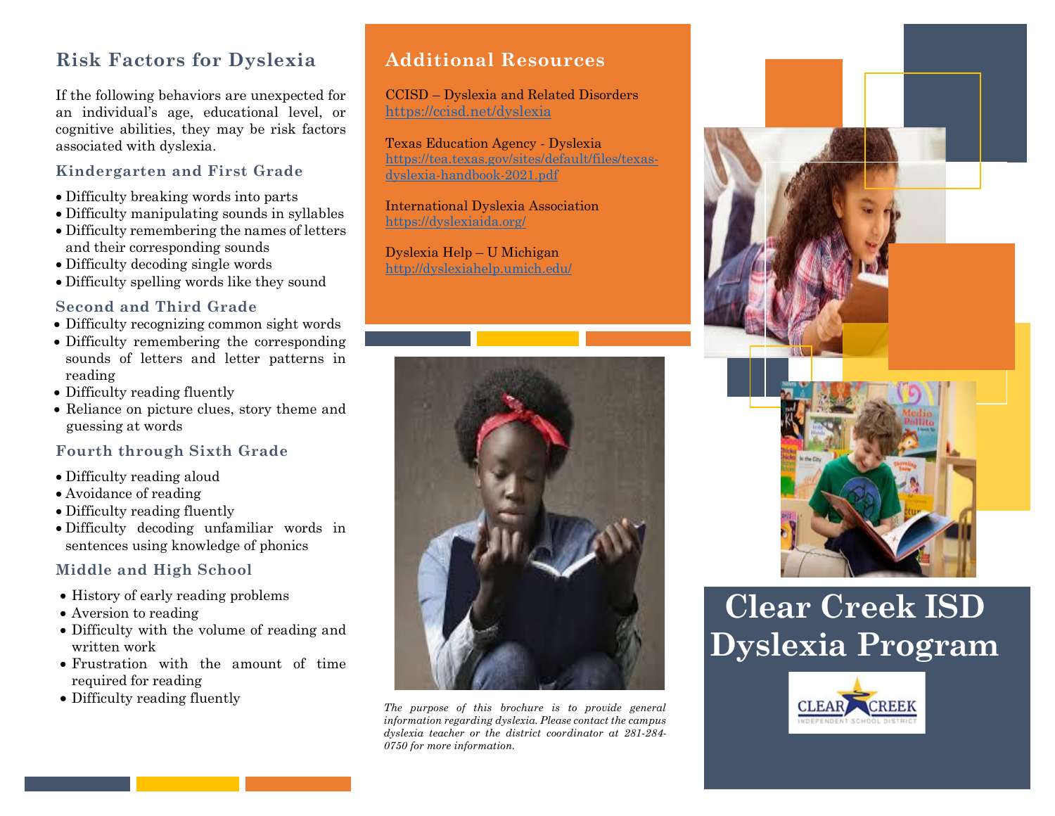## Risk Factors for Dyslexia

If the following behaviors are unexpected for an individual's age, educational level, or cognitive abilities, they may be risk factors associated with dyslexia.

### Kindergarten and First Grade

- Difficulty breaking words into parts
- Difficulty manipulating sounds in syllables
- Difficulty remembering the names of letters and their corresponding sounds
- Difficulty decoding single words
- Difficulty spelling words like they sound

### Second and Third Grade

- Difficulty recognizing common sight words
- Difficulty remembering the corresponding sounds of letters and letter patterns in reading
- Difficulty reading fluently
- Reliance on picture clues, story theme and guessing at words

### Fourth through Sixth Grade

- Difficulty reading aloud
- Avoidance of reading
- Difficulty reading fluently
- Difficulty decoding unfamiliar words in sentences using knowledge of phonics

### Middle and High School

- History of early reading problems
- Aversion to reading
- Difficulty with the volume of reading and written work
- Frustration with the amount of time required for reading
- Difficulty reading fluently

## Additional Resources

CCISD – Dyslexia and Related Disorders
https://ccisd.net/dyslexia

Texas Education Agency - Dyslexia
https://tea.texas.gov/sites/default/files/texas-dyslexia-handbook-2021.pdf

International Dyslexia Association
https://dyslexiaida.org/

Dyslexia Help – U Michigan
http://dyslexiahelp.umich.edu/

*The purpose of this brochure is to provide general information regarding dyslexia. Please contact the campus dyslexia teacher or the district coordinator at 281-284-0750 for more information.*

# Clear Creek ISD Dyslexia Program

CLEAR CREEK INDEPENDENT SCHOOL DISTRICT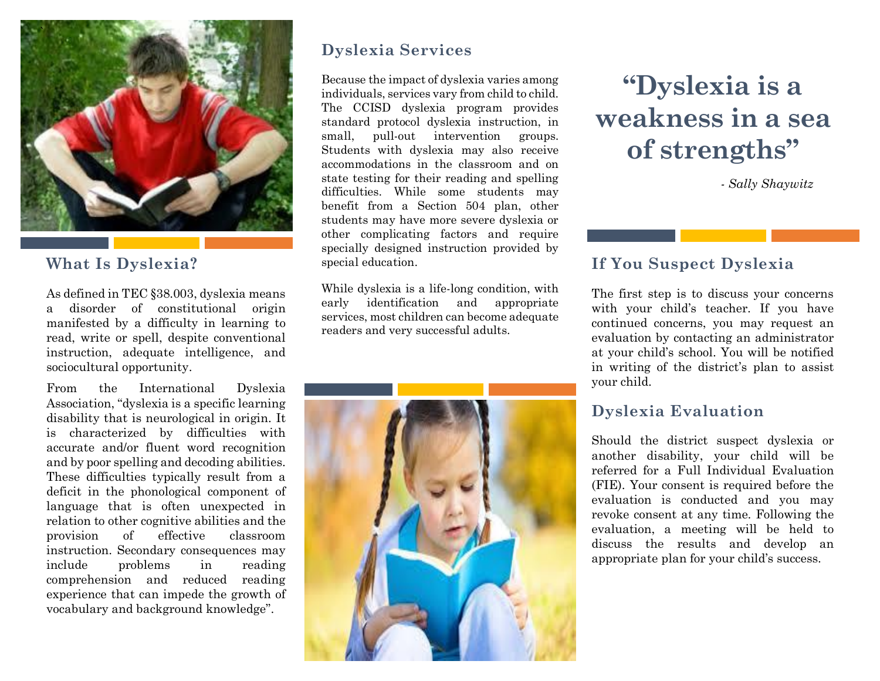## What Is Dyslexia?

As defined in TEC §38.003, dyslexia means a disorder of constitutional origin manifested by a difficulty in learning to read, write or spell, despite conventional instruction, adequate intelligence, and sociocultural opportunity.

From the International Dyslexia Association, "dyslexia is a specific learning disability that is neurological in origin. It is characterized by difficulties with accurate and/or fluent word recognition and by poor spelling and decoding abilities. These difficulties typically result from a deficit in the phonological component of language that is often unexpected in relation to other cognitive abilities and the provision of effective classroom instruction. Secondary consequences may include problems in reading comprehension and reduced reading experience that can impede the growth of vocabulary and background knowledge".

## Dyslexia Services

Because the impact of dyslexia varies among individuals, services vary from child to child. The CCISD dyslexia program provides standard protocol dyslexia instruction, in small, pull-out intervention groups. Students with dyslexia may also receive accommodations in the classroom and on state testing for their reading and spelling difficulties. While some students may benefit from a Section 504 plan, other students may have more severe dyslexia or other complicating factors and require specially designed instruction provided by special education.

While dyslexia is a life-long condition, with early identification and appropriate services, most children can become adequate readers and very successful adults.

# "Dyslexia is a weakness in a sea of strengths"

*- Sally Shaywitz*

## If You Suspect Dyslexia

The first step is to discuss your concerns with your child's teacher. If you have continued concerns, you may request an evaluation by contacting an administrator at your child's school. You will be notified in writing of the district's plan to assist your child.

## Dyslexia Evaluation

Should the district suspect dyslexia or another disability, your child will be referred for a Full Individual Evaluation (FIE). Your consent is required before the evaluation is conducted and you may revoke consent at any time. Following the evaluation, a meeting will be held to discuss the results and develop an appropriate plan for your child's success.